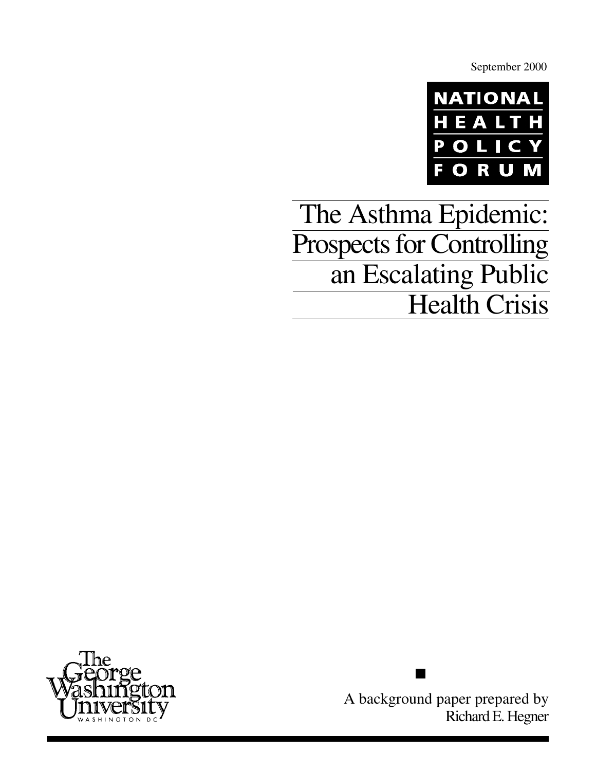September 2000

NATIONAL HEALTH POLICY FORUM

# The Asthma Epidemic: Prospects for Controlling an Escalating Public Health Crisis

The George Washington University
WASHINGTON DC

A background paper prepared by
Richard E. Hegner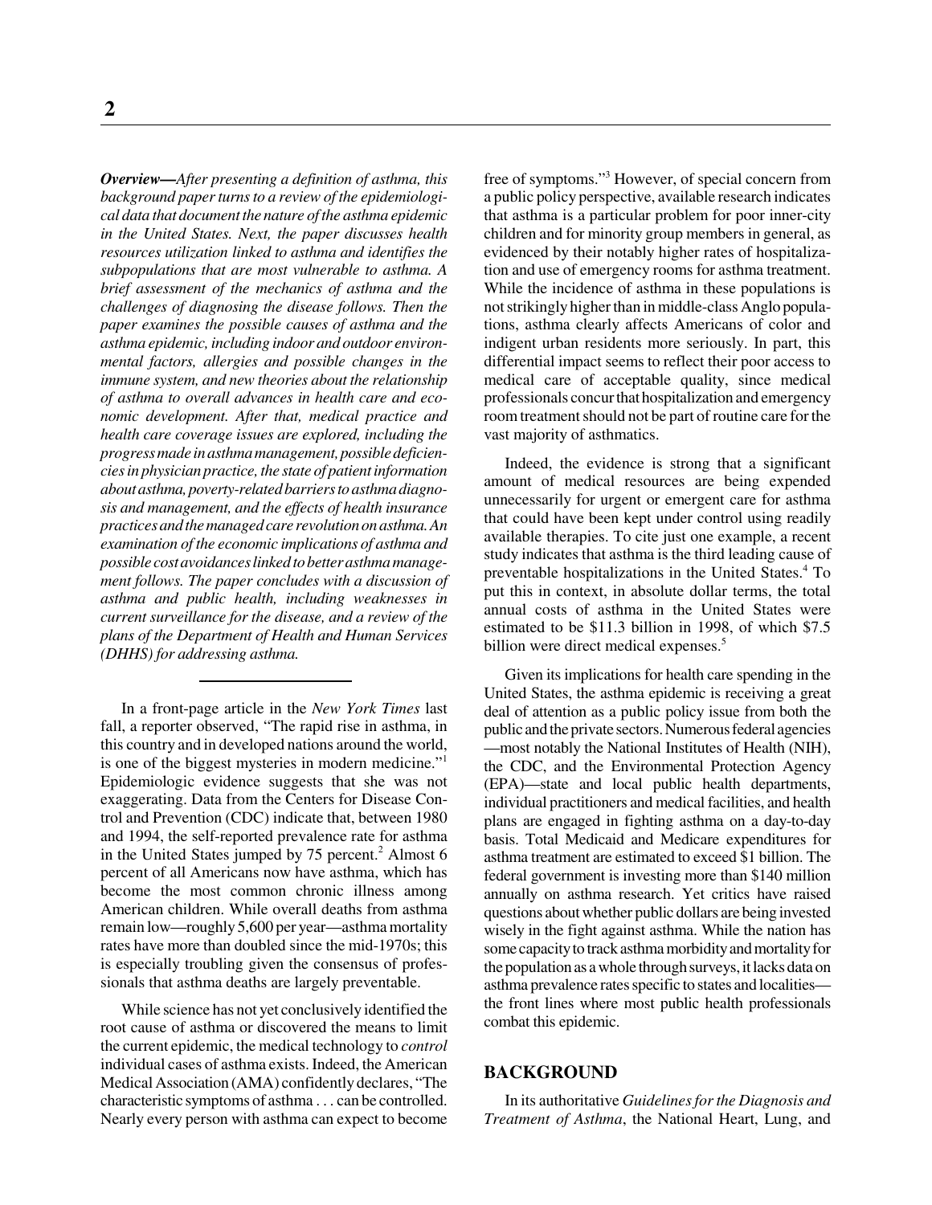***Overview****—After presenting a definition of asthma, this background paper turns to a review of the epidemiological data that document the nature of the asthma epidemic in the United States. Next, the paper discusses health resources utilization linked to asthma and identifies the subpopulations that are most vulnerable to asthma. A brief assessment of the mechanics of asthma and the challenges of diagnosing the disease follows. Then the paper examines the possible causes of asthma and the asthma epidemic, including indoor and outdoor environmental factors, allergies and possible changes in the immune system, and new theories about the relationship of asthma to overall advances in health care and economic development. After that, medical practice and health care coverage issues are explored, including the progress made in asthma management, possible deficiencies in physician practice, the state of patient information about asthma, poverty-related barriers to asthma diagnosis and management, and the effects of health insurance practices and the managed care revolution on asthma. An examination of the economic implications of asthma and possible cost avoidances linked to better asthma management follows. The paper concludes with a discussion of asthma and public health, including weaknesses in current surveillance for the disease, and a review of the plans of the Department of Health and Human Services (DHHS) for addressing asthma.*

---

In a front-page article in the *New York Times* last fall, a reporter observed, "The rapid rise in asthma, in this country and in developed nations around the world, is one of the biggest mysteries in modern medicine."[1] Epidemiologic evidence suggests that she was not exaggerating. Data from the Centers for Disease Control and Prevention (CDC) indicate that, between 1980 and 1994, the self-reported prevalence rate for asthma in the United States jumped by 75 percent.[2] Almost 6 percent of all Americans now have asthma, which has become the most common chronic illness among American children. While overall deaths from asthma remain low—roughly 5,600 per year—asthma mortality rates have more than doubled since the mid-1970s; this is especially troubling given the consensus of professionals that asthma deaths are largely preventable.

While science has not yet conclusively identified the root cause of asthma or discovered the means to limit the current epidemic, the medical technology to *control* individual cases of asthma exists. Indeed, the American Medical Association (AMA) confidently declares, "The characteristic symptoms of asthma . . . can be controlled. Nearly every person with asthma can expect to become free of symptoms."[3] However, of special concern from a public policy perspective, available research indicates that asthma is a particular problem for poor inner-city children and for minority group members in general, as evidenced by their notably higher rates of hospitalization and use of emergency rooms for asthma treatment. While the incidence of asthma in these populations is not strikingly higher than in middle-class Anglo populations, asthma clearly affects Americans of color and indigent urban residents more seriously. In part, this differential impact seems to reflect their poor access to medical care of acceptable quality, since medical professionals concur that hospitalization and emergency room treatment should not be part of routine care for the vast majority of asthmatics.

Indeed, the evidence is strong that a significant amount of medical resources are being expended unnecessarily for urgent or emergent care for asthma that could have been kept under control using readily available therapies. To cite just one example, a recent study indicates that asthma is the third leading cause of preventable hospitalizations in the United States.[4] To put this in context, in absolute dollar terms, the total annual costs of asthma in the United States were estimated to be \$11.3 billion in 1998, of which \$7.5 billion were direct medical expenses.[5]

Given its implications for health care spending in the United States, the asthma epidemic is receiving a great deal of attention as a public policy issue from both the public and the private sectors. Numerous federal agencies—most notably the National Institutes of Health (NIH), the CDC, and the Environmental Protection Agency (EPA)—state and local public health departments, individual practitioners and medical facilities, and health plans are engaged in fighting asthma on a day-to-day basis. Total Medicaid and Medicare expenditures for asthma treatment are estimated to exceed \$1 billion. The federal government is investing more than \$140 million annually on asthma research. Yet critics have raised questions about whether public dollars are being invested wisely in the fight against asthma. While the nation has some capacity to track asthma morbidity and mortality for the population as a whole through surveys, it lacks data on asthma prevalence rates specific to states and localities—the front lines where most public health professionals combat this epidemic.

## BACKGROUND

In its authoritative *Guidelines for the Diagnosis and Treatment of Asthma*, the National Heart, Lung, and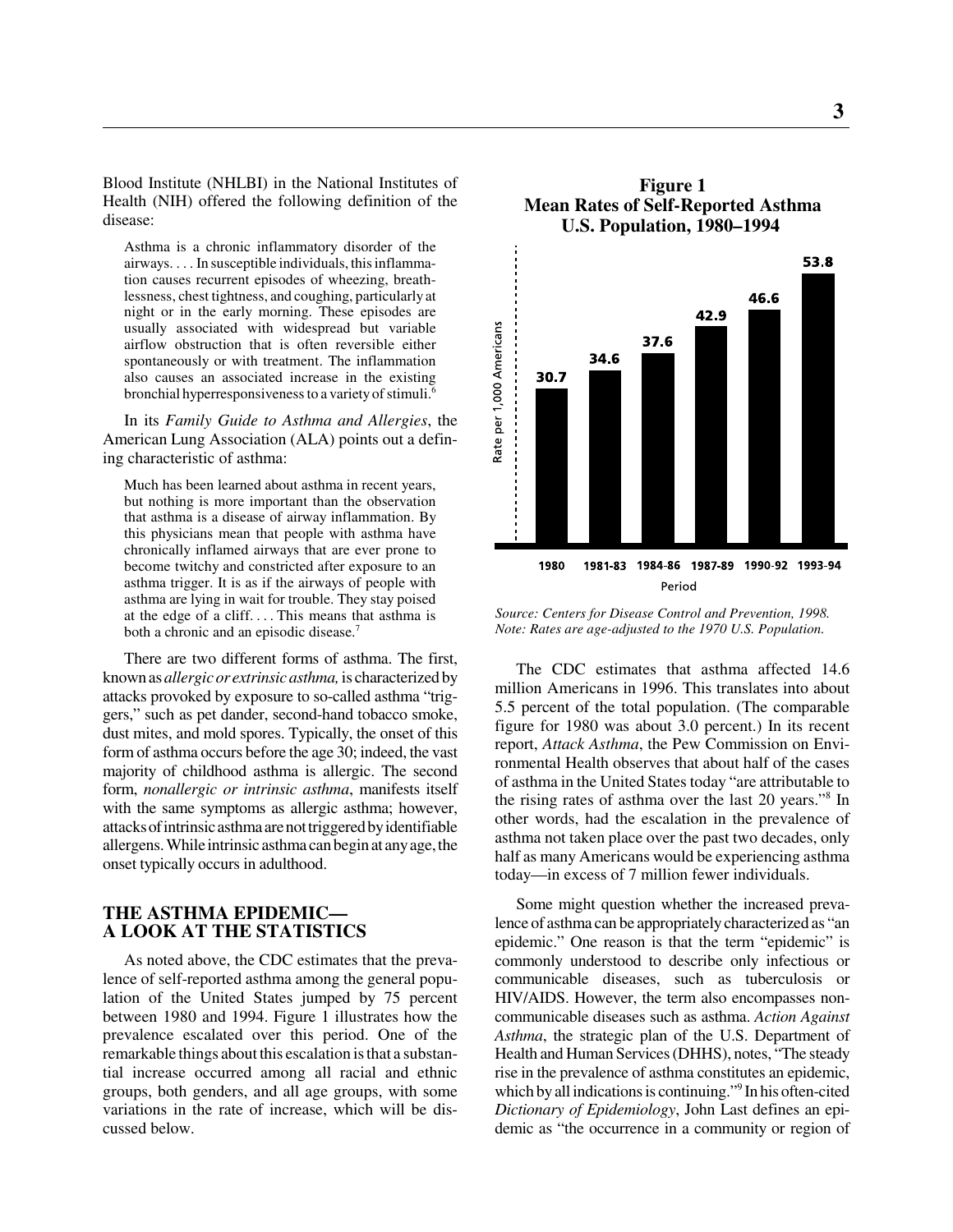Blood Institute (NHLBI) in the National Institutes of Health (NIH) offered the following definition of the disease:

> Asthma is a chronic inflammatory disorder of the airways. . . . In susceptible individuals, this inflammation causes recurrent episodes of wheezing, breathlessness, chest tightness, and coughing, particularly at night or in the early morning. These episodes are usually associated with widespread but variable airflow obstruction that is often reversible either spontaneously or with treatment. The inflammation also causes an associated increase in the existing bronchial hyperresponsiveness to a variety of stimuli.[6]

In its *Family Guide to Asthma and Allergies*, the American Lung Association (ALA) points out a defining characteristic of asthma:

> Much has been learned about asthma in recent years, but nothing is more important than the observation that asthma is a disease of airway inflammation. By this physicians mean that people with asthma have chronically inflamed airways that are ever prone to become twitchy and constricted after exposure to an asthma trigger. It is as if the airways of people with asthma are lying in wait for trouble. They stay poised at the edge of a cliff. . . . This means that asthma is both a chronic and an episodic disease.[7]

There are two different forms of asthma. The first, known as *allergic or extrinsic asthma,* is characterized by attacks provoked by exposure to so-called asthma "triggers," such as pet dander, second-hand tobacco smoke, dust mites, and mold spores. Typically, the onset of this form of asthma occurs before the age 30; indeed, the vast majority of childhood asthma is allergic. The second form, *nonallergic or intrinsic asthma*, manifests itself with the same symptoms as allergic asthma; however, attacks of intrinsic asthma are not triggered by identifiable allergens. While intrinsic asthma can begin at any age, the onset typically occurs in adulthood.

## THE ASTHMA EPIDEMIC— A LOOK AT THE STATISTICS

As noted above, the CDC estimates that the prevalence of self-reported asthma among the general population of the United States jumped by 75 percent between 1980 and 1994. Figure 1 illustrates how the prevalence escalated over this period. One of the remarkable things about this escalation is that a substantial increase occurred among all racial and ethnic groups, both genders, and all age groups, with some variations in the rate of increase, which will be discussed below.

**Figure 1**
**Mean Rates of Self-Reported Asthma U.S. Population, 1980–1994**

| Period | Rate per 1,000 Americans |
|---|---|
| 1980 | 30.7 |
| 1981-83 | 34.6 |
| 1984-86 | 37.6 |
| 1987-89 | 42.9 |
| 1990-92 | 46.6 |
| 1993-94 | 53.8 |

*Source: Centers for Disease Control and Prevention, 1998.*
*Note: Rates are age-adjusted to the 1970 U.S. Population.*

The CDC estimates that asthma affected 14.6 million Americans in 1996. This translates into about 5.5 percent of the total population. (The comparable figure for 1980 was about 3.0 percent.) In its recent report, *Attack Asthma*, the Pew Commission on Environmental Health observes that about half of the cases of asthma in the United States today "are attributable to the rising rates of asthma over the last 20 years."[8] In other words, had the escalation in the prevalence of asthma not taken place over the past two decades, only half as many Americans would be experiencing asthma today—in excess of 7 million fewer individuals.

Some might question whether the increased prevalence of asthma can be appropriately characterized as "an epidemic." One reason is that the term "epidemic" is commonly understood to describe only infectious or communicable diseases, such as tuberculosis or HIV/AIDS. However, the term also encompasses noncommunicable diseases such as asthma. *Action Against Asthma*, the strategic plan of the U.S. Department of Health and Human Services (DHHS), notes, "The steady rise in the prevalence of asthma constitutes an epidemic, which by all indications is continuing."[9] In his often-cited *Dictionary of Epidemiology*, John Last defines an epidemic as "the occurrence in a community or region of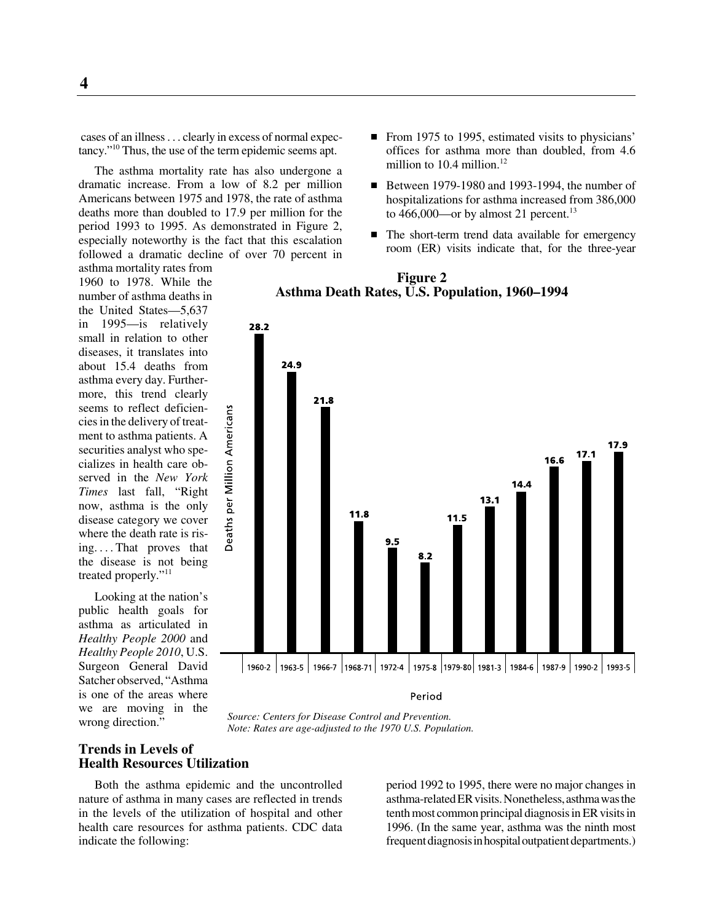cases of an illness . . . clearly in excess of normal expectancy."[10] Thus, the use of the term epidemic seems apt.

The asthma mortality rate has also undergone a dramatic increase. From a low of 8.2 per million Americans between 1975 and 1978, the rate of asthma deaths more than doubled to 17.9 per million for the period 1993 to 1995. As demonstrated in Figure 2, especially noteworthy is the fact that this escalation followed a dramatic decline of over 70 percent in asthma mortality rates from 1960 to 1978. While the number of asthma deaths in the United States—5,637 in 1995—is relatively small in relation to other diseases, it translates into about 15.4 deaths from asthma every day. Furthermore, this trend clearly seems to reflect deficiencies in the delivery of treatment to asthma patients. A securities analyst who specializes in health care observed in the *New York Times* last fall, "Right now, asthma is the only disease category we cover where the death rate is rising. . . . That proves that the disease is not being treated properly."[11]

Looking at the nation's public health goals for asthma as articulated in *Healthy People 2000* and *Healthy People 2010*, U.S. Surgeon General David Satcher observed, "Asthma is one of the areas where we are moving in the wrong direction."

**Figure 2**
**Asthma Death Rates, U.S. Population, 1960–1994**

| Period | Deaths per Million Americans |
|---|---|
| 1960-2 | 28.2 |
| 1963-5 | 24.9 |
| 1966-7 | 21.8 |
| 1968-71 | 11.8 |
| 1972-4 | 9.5 |
| 1975-8 | 8.2 |
| 1979-80 | 11.5 |
| 1981-3 | 13.1 |
| 1984-6 | 14.4 |
| 1987-9 | 16.6 |
| 1990-2 | 17.1 |
| 1993-5 | 17.9 |

*Source: Centers for Disease Control and Prevention.*
*Note: Rates are age-adjusted to the 1970 U.S. Population.*

## Trends in Levels of Health Resources Utilization

Both the asthma epidemic and the uncontrolled nature of asthma in many cases are reflected in trends in the levels of the utilization of hospital and other health care resources for asthma patients. CDC data indicate the following:

- From 1975 to 1995, estimated visits to physicians' offices for asthma more than doubled, from 4.6 million to 10.4 million.[12]
- Between 1979-1980 and 1993-1994, the number of hospitalizations for asthma increased from 386,000 to 466,000—or by almost 21 percent.[13]
- The short-term trend data available for emergency room (ER) visits indicate that, for the three-year period 1992 to 1995, there were no major changes in asthma-related ER visits. Nonetheless, asthma was the tenth most common principal diagnosis in ER visits in 1996. (In the same year, asthma was the ninth most frequent diagnosis in hospital outpatient departments.)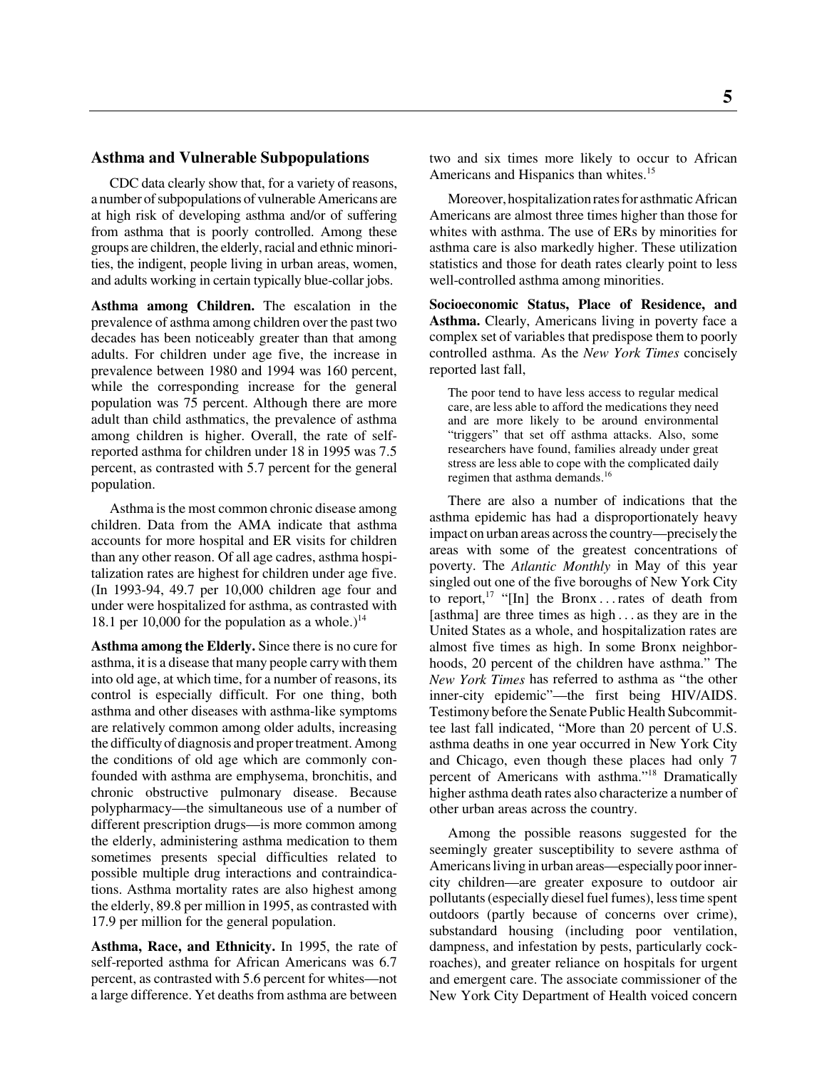## Asthma and Vulnerable Subpopulations

CDC data clearly show that, for a variety of reasons, a number of subpopulations of vulnerable Americans are at high risk of developing asthma and/or of suffering from asthma that is poorly controlled. Among these groups are children, the elderly, racial and ethnic minorities, the indigent, people living in urban areas, women, and adults working in certain typically blue-collar jobs.

**Asthma among Children.** The escalation in the prevalence of asthma among children over the past two decades has been noticeably greater than that among adults. For children under age five, the increase in prevalence between 1980 and 1994 was 160 percent, while the corresponding increase for the general population was 75 percent. Although there are more adult than child asthmatics, the prevalence of asthma among children is higher. Overall, the rate of self-reported asthma for children under 18 in 1995 was 7.5 percent, as contrasted with 5.7 percent for the general population.

Asthma is the most common chronic disease among children. Data from the AMA indicate that asthma accounts for more hospital and ER visits for children than any other reason. Of all age cadres, asthma hospitalization rates are highest for children under age five. (In 1993-94, 49.7 per 10,000 children age four and under were hospitalized for asthma, as contrasted with 18.1 per 10,000 for the population as a whole.)[14]

**Asthma among the Elderly.** Since there is no cure for asthma, it is a disease that many people carry with them into old age, at which time, for a number of reasons, its control is especially difficult. For one thing, both asthma and other diseases with asthma-like symptoms are relatively common among older adults, increasing the difficulty of diagnosis and proper treatment. Among the conditions of old age which are commonly confounded with asthma are emphysema, bronchitis, and chronic obstructive pulmonary disease. Because polypharmacy—the simultaneous use of a number of different prescription drugs—is more common among the elderly, administering asthma medication to them sometimes presents special difficulties related to possible multiple drug interactions and contraindications. Asthma mortality rates are also highest among the elderly, 89.8 per million in 1995, as contrasted with 17.9 per million for the general population.

**Asthma, Race, and Ethnicity.** In 1995, the rate of self-reported asthma for African Americans was 6.7 percent, as contrasted with 5.6 percent for whites—not a large difference. Yet deaths from asthma are between two and six times more likely to occur to African Americans and Hispanics than whites.[15]

Moreover, hospitalization rates for asthmatic African Americans are almost three times higher than those for whites with asthma. The use of ERs by minorities for asthma care is also markedly higher. These utilization statistics and those for death rates clearly point to less well-controlled asthma among minorities.

**Socioeconomic Status, Place of Residence, and Asthma.** Clearly, Americans living in poverty face a complex set of variables that predispose them to poorly controlled asthma. As the *New York Times* concisely reported last fall,

> The poor tend to have less access to regular medical care, are less able to afford the medications they need and are more likely to be around environmental "triggers" that set off asthma attacks. Also, some researchers have found, families already under great stress are less able to cope with the complicated daily regimen that asthma demands.[16]

There are also a number of indications that the asthma epidemic has had a disproportionately heavy impact on urban areas across the country—precisely the areas with some of the greatest concentrations of poverty. The *Atlantic Monthly* in May of this year singled out one of the five boroughs of New York City to report,[17] "[In] the Bronx . . . rates of death from [asthma] are three times as high . . . as they are in the United States as a whole, and hospitalization rates are almost five times as high. In some Bronx neighborhoods, 20 percent of the children have asthma." The *New York Times* has referred to asthma as "the other inner-city epidemic"—the first being HIV/AIDS. Testimony before the Senate Public Health Subcommittee last fall indicated, "More than 20 percent of U.S. asthma deaths in one year occurred in New York City and Chicago, even though these places had only 7 percent of Americans with asthma."[18] Dramatically higher asthma death rates also characterize a number of other urban areas across the country.

Among the possible reasons suggested for the seemingly greater susceptibility to severe asthma of Americans living in urban areas—especially poor inner-city children—are greater exposure to outdoor air pollutants (especially diesel fuel fumes), less time spent outdoors (partly because of concerns over crime), substandard housing (including poor ventilation, dampness, and infestation by pests, particularly cockroaches), and greater reliance on hospitals for urgent and emergent care. The associate commissioner of the New York City Department of Health voiced concern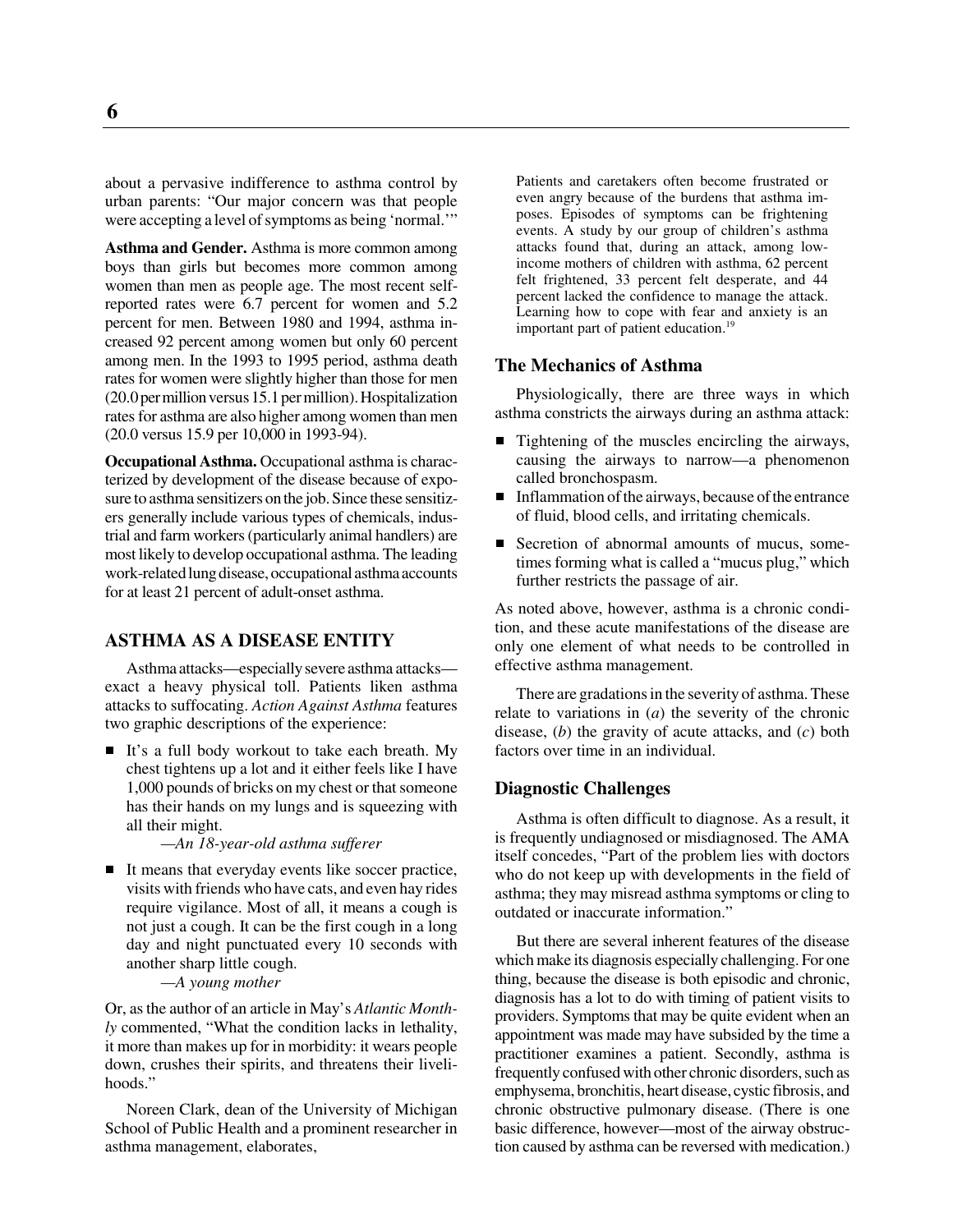about a pervasive indifference to asthma control by urban parents: "Our major concern was that people were accepting a level of symptoms as being 'normal.'"

**Asthma and Gender.** Asthma is more common among boys than girls but becomes more common among women than men as people age. The most recent self-reported rates were 6.7 percent for women and 5.2 percent for men. Between 1980 and 1994, asthma increased 92 percent among women but only 60 percent among men. In the 1993 to 1995 period, asthma death rates for women were slightly higher than those for men (20.0 per million versus 15.1 per million). Hospitalization rates for asthma are also higher among women than men (20.0 versus 15.9 per 10,000 in 1993-94).

**Occupational Asthma.** Occupational asthma is characterized by development of the disease because of exposure to asthma sensitizers on the job. Since these sensitizers generally include various types of chemicals, industrial and farm workers (particularly animal handlers) are most likely to develop occupational asthma. The leading work-related lung disease, occupational asthma accounts for at least 21 percent of adult-onset asthma.

## ASTHMA AS A DISEASE ENTITY

Asthma attacks—especially severe asthma attacks—exact a heavy physical toll. Patients liken asthma attacks to suffocating. *Action Against Asthma* features two graphic descriptions of the experience:

- It's a full body workout to take each breath. My chest tightens up a lot and it either feels like I have 1,000 pounds of bricks on my chest or that someone has their hands on my lungs and is squeezing with all their might.

  —*An 18-year-old asthma sufferer*

- It means that everyday events like soccer practice, visits with friends who have cats, and even hay rides require vigilance. Most of all, it means a cough is not just a cough. It can be the first cough in a long day and night punctuated every 10 seconds with another sharp little cough.

  —*A young mother*

Or, as the author of an article in May's *Atlantic Monthly* commented, "What the condition lacks in lethality, it more than makes up for in morbidity: it wears people down, crushes their spirits, and threatens their livelihoods."

Noreen Clark, dean of the University of Michigan School of Public Health and a prominent researcher in asthma management, elaborates,

> Patients and caretakers often become frustrated or even angry because of the burdens that asthma imposes. Episodes of symptoms can be frightening events. A study by our group of children's asthma attacks found that, during an attack, among low-income mothers of children with asthma, 62 percent felt frightened, 33 percent felt desperate, and 44 percent lacked the confidence to manage the attack. Learning how to cope with fear and anxiety is an important part of patient education.[19]

### The Mechanics of Asthma

Physiologically, there are three ways in which asthma constricts the airways during an asthma attack:

- Tightening of the muscles encircling the airways, causing the airways to narrow—a phenomenon called bronchospasm.
- Inflammation of the airways, because of the entrance of fluid, blood cells, and irritating chemicals.
- Secretion of abnormal amounts of mucus, sometimes forming what is called a "mucus plug," which further restricts the passage of air.

As noted above, however, asthma is a chronic condition, and these acute manifestations of the disease are only one element of what needs to be controlled in effective asthma management.

There are gradations in the severity of asthma. These relate to variations in (*a*) the severity of the chronic disease, (*b*) the gravity of acute attacks, and (*c*) both factors over time in an individual.

### Diagnostic Challenges

Asthma is often difficult to diagnose. As a result, it is frequently undiagnosed or misdiagnosed. The AMA itself concedes, "Part of the problem lies with doctors who do not keep up with developments in the field of asthma; they may misread asthma symptoms or cling to outdated or inaccurate information."

But there are several inherent features of the disease which make its diagnosis especially challenging. For one thing, because the disease is both episodic and chronic, diagnosis has a lot to do with timing of patient visits to providers. Symptoms that may be quite evident when an appointment was made may have subsided by the time a practitioner examines a patient. Secondly, asthma is frequently confused with other chronic disorders, such as emphysema, bronchitis, heart disease, cystic fibrosis, and chronic obstructive pulmonary disease. (There is one basic difference, however—most of the airway obstruction caused by asthma can be reversed with medication.)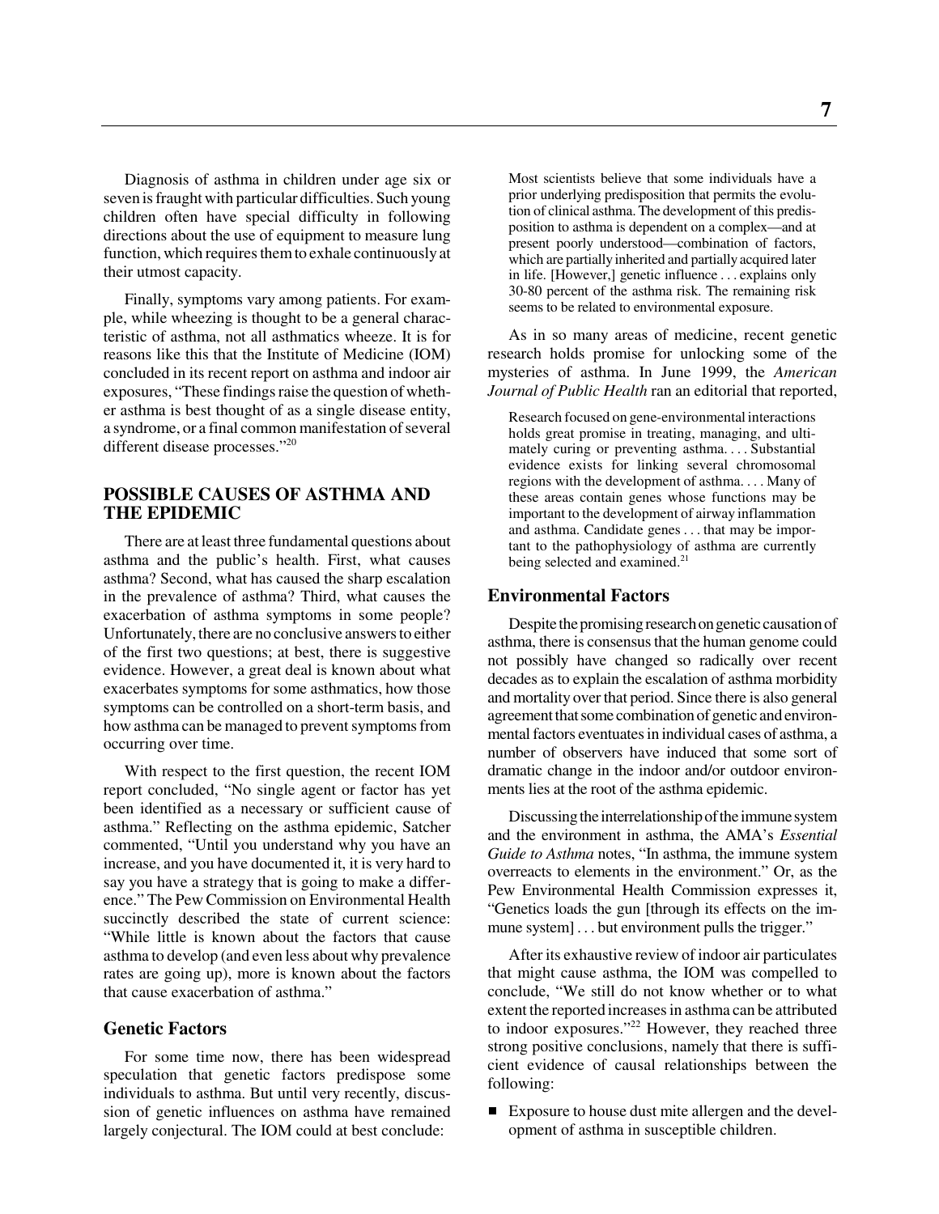Diagnosis of asthma in children under age six or seven is fraught with particular difficulties. Such young children often have special difficulty in following directions about the use of equipment to measure lung function, which requires them to exhale continuously at their utmost capacity.

Finally, symptoms vary among patients. For example, while wheezing is thought to be a general characteristic of asthma, not all asthmatics wheeze. It is for reasons like this that the Institute of Medicine (IOM) concluded in its recent report on asthma and indoor air exposures, "These findings raise the question of whether asthma is best thought of as a single disease entity, a syndrome, or a final common manifestation of several different disease processes."[20]

## POSSIBLE CAUSES OF ASTHMA AND THE EPIDEMIC

There are at least three fundamental questions about asthma and the public's health. First, what causes asthma? Second, what has caused the sharp escalation in the prevalence of asthma? Third, what causes the exacerbation of asthma symptoms in some people? Unfortunately, there are no conclusive answers to either of the first two questions; at best, there is suggestive evidence. However, a great deal is known about what exacerbates symptoms for some asthmatics, how those symptoms can be controlled on a short-term basis, and how asthma can be managed to prevent symptoms from occurring over time.

With respect to the first question, the recent IOM report concluded, "No single agent or factor has yet been identified as a necessary or sufficient cause of asthma." Reflecting on the asthma epidemic, Satcher commented, "Until you understand why you have an increase, and you have documented it, it is very hard to say you have a strategy that is going to make a difference." The Pew Commission on Environmental Health succinctly described the state of current science: "While little is known about the factors that cause asthma to develop (and even less about why prevalence rates are going up), more is known about the factors that cause exacerbation of asthma."

### Genetic Factors

For some time now, there has been widespread speculation that genetic factors predispose some individuals to asthma. But until very recently, discussion of genetic influences on asthma have remained largely conjectural. The IOM could at best conclude:

> Most scientists believe that some individuals have a prior underlying predisposition that permits the evolution of clinical asthma. The development of this predisposition to asthma is dependent on a complex—and at present poorly understood—combination of factors, which are partially inherited and partially acquired later in life. [However,] genetic influence . . . explains only 30-80 percent of the asthma risk. The remaining risk seems to be related to environmental exposure.

As in so many areas of medicine, recent genetic research holds promise for unlocking some of the mysteries of asthma. In June 1999, the *American Journal of Public Health* ran an editorial that reported,

> Research focused on gene-environmental interactions holds great promise in treating, managing, and ultimately curing or preventing asthma. . . . Substantial evidence exists for linking several chromosomal regions with the development of asthma. . . . Many of these areas contain genes whose functions may be important to the development of airway inflammation and asthma. Candidate genes . . . that may be important to the pathophysiology of asthma are currently being selected and examined.[21]

### Environmental Factors

Despite the promising research on genetic causation of asthma, there is consensus that the human genome could not possibly have changed so radically over recent decades as to explain the escalation of asthma morbidity and mortality over that period. Since there is also general agreement that some combination of genetic and environmental factors eventuates in individual cases of asthma, a number of observers have induced that some sort of dramatic change in the indoor and/or outdoor environments lies at the root of the asthma epidemic.

Discussing the interrelationship of the immune system and the environment in asthma, the AMA's *Essential Guide to Asthma* notes, "In asthma, the immune system overreacts to elements in the environment." Or, as the Pew Environmental Health Commission expresses it, "Genetics loads the gun [through its effects on the immune system] . . . but environment pulls the trigger."

After its exhaustive review of indoor air particulates that might cause asthma, the IOM was compelled to conclude, "We still do not know whether or to what extent the reported increases in asthma can be attributed to indoor exposures."[22] However, they reached three strong positive conclusions, namely that there is sufficient evidence of causal relationships between the following:

- Exposure to house dust mite allergen and the development of asthma in susceptible children.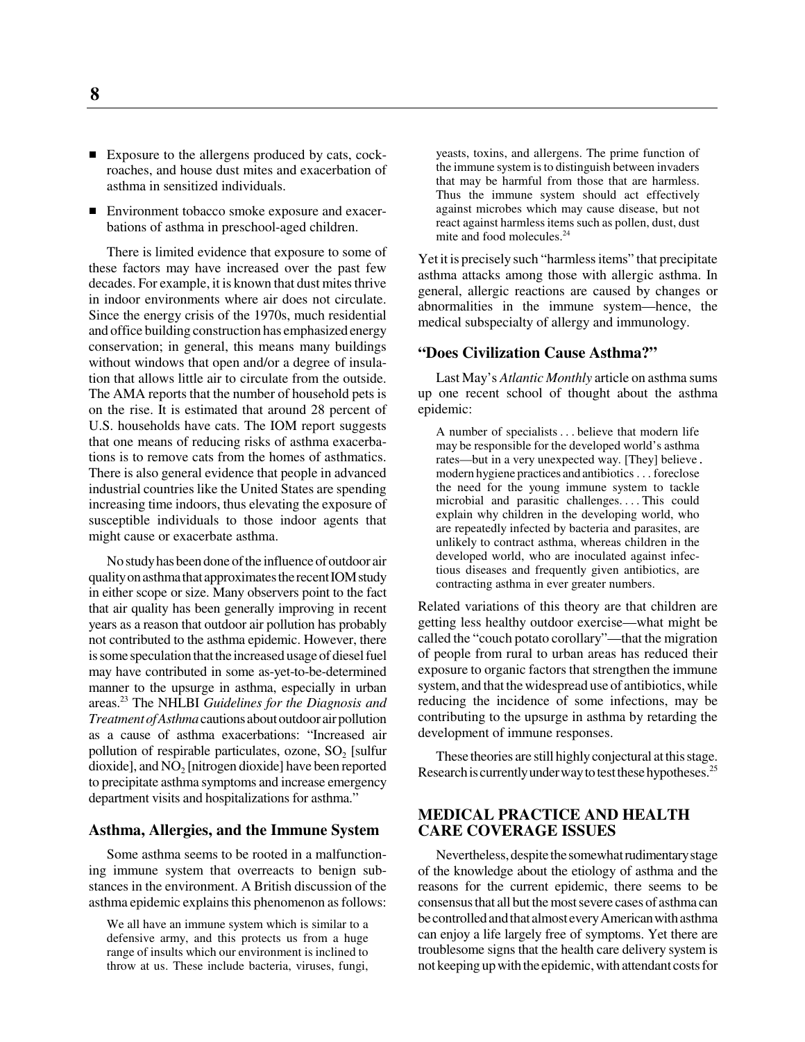- Exposure to the allergens produced by cats, cockroaches, and house dust mites and exacerbation of asthma in sensitized individuals.
- Environment tobacco smoke exposure and exacerbations of asthma in preschool-aged children.

There is limited evidence that exposure to some of these factors may have increased over the past few decades. For example, it is known that dust mites thrive in indoor environments where air does not circulate. Since the energy crisis of the 1970s, much residential and office building construction has emphasized energy conservation; in general, this means many buildings without windows that open and/or a degree of insulation that allows little air to circulate from the outside. The AMA reports that the number of household pets is on the rise. It is estimated that around 28 percent of U.S. households have cats. The IOM report suggests that one means of reducing risks of asthma exacerbations is to remove cats from the homes of asthmatics. There is also general evidence that people in advanced industrial countries like the United States are spending increasing time indoors, thus elevating the exposure of susceptible individuals to those indoor agents that might cause or exacerbate asthma.

No study has been done of the influence of outdoor air quality on asthma that approximates the recent IOM study in either scope or size. Many observers point to the fact that air quality has been generally improving in recent years as a reason that outdoor air pollution has probably not contributed to the asthma epidemic. However, there is some speculation that the increased usage of diesel fuel may have contributed in some as-yet-to-be-determined manner to the upsurge in asthma, especially in urban areas.[23] The NHLBI *Guidelines for the Diagnosis and Treatment of Asthma* cautions about outdoor air pollution as a cause of asthma exacerbations: "Increased air pollution of respirable particulates, ozone, $SO_2$ [sulfur dioxide], and $NO_2$ [nitrogen dioxide] have been reported to precipitate asthma symptoms and increase emergency department visits and hospitalizations for asthma."

### Asthma, Allergies, and the Immune System

Some asthma seems to be rooted in a malfunctioning immune system that overreacts to benign substances in the environment. A British discussion of the asthma epidemic explains this phenomenon as follows:

> We all have an immune system which is similar to a defensive army, and this protects us from a huge range of insults which our environment is inclined to throw at us. These include bacteria, viruses, fungi, yeasts, toxins, and allergens. The prime function of the immune system is to distinguish between invaders that may be harmful from those that are harmless. Thus the immune system should act effectively against microbes which may cause disease, but not react against harmless items such as pollen, dust, dust mite and food molecules.[24]

Yet it is precisely such "harmless items" that precipitate asthma attacks among those with allergic asthma. In general, allergic reactions are caused by changes or abnormalities in the immune system—hence, the medical subspecialty of allergy and immunology.

### "Does Civilization Cause Asthma?"

Last May's *Atlantic Monthly* article on asthma sums up one recent school of thought about the asthma epidemic:

> A number of specialists . . . believe that modern life may be responsible for the developed world's asthma rates—but in a very unexpected way. [They] believe . modern hygiene practices and antibiotics . . . foreclose the need for the young immune system to tackle microbial and parasitic challenges. . . . This could explain why children in the developing world, who are repeatedly infected by bacteria and parasites, are unlikely to contract asthma, whereas children in the developed world, who are inoculated against infectious diseases and frequently given antibiotics, are contracting asthma in ever greater numbers.

Related variations of this theory are that children are getting less healthy outdoor exercise—what might be called the "couch potato corollary"—that the migration of people from rural to urban areas has reduced their exposure to organic factors that strengthen the immune system, and that the widespread use of antibiotics, while reducing the incidence of some infections, may be contributing to the upsurge in asthma by retarding the development of immune responses.

These theories are still highly conjectural at this stage. Research is currently under way to test these hypotheses.[25]

## MEDICAL PRACTICE AND HEALTH CARE COVERAGE ISSUES

Nevertheless, despite the somewhat rudimentary stage of the knowledge about the etiology of asthma and the reasons for the current epidemic, there seems to be consensus that all but the most severe cases of asthma can be controlled and that almost every American with asthma can enjoy a life largely free of symptoms. Yet there are troublesome signs that the health care delivery system is not keeping up with the epidemic, with attendant costs for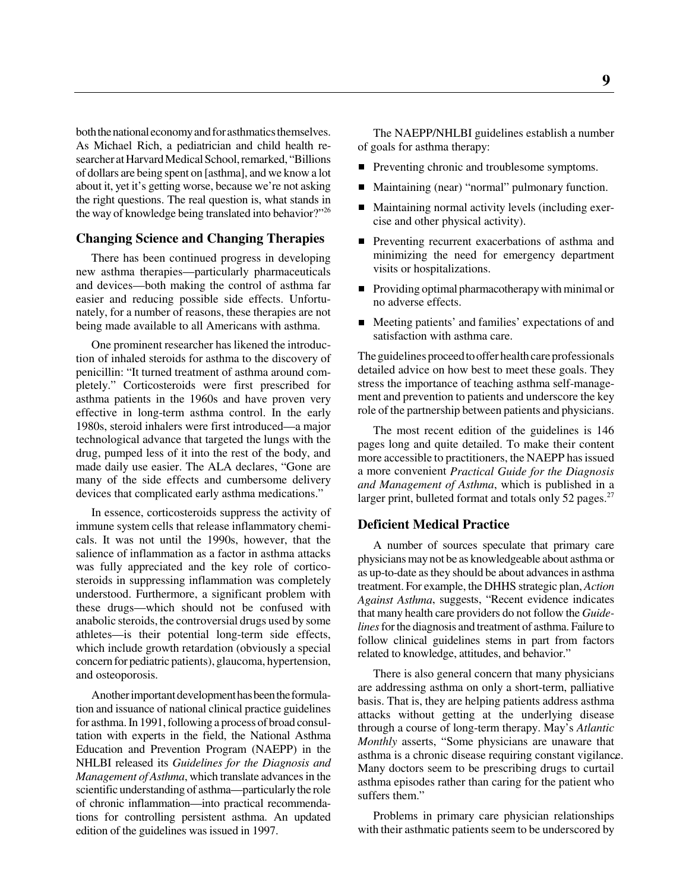both the national economy and for asthmatics themselves. As Michael Rich, a pediatrician and child health researcher at Harvard Medical School, remarked, "Billions of dollars are being spent on [asthma], and we know a lot about it, yet it's getting worse, because we're not asking the right questions. The real question is, what stands in the way of knowledge being translated into behavior?"[26]

### Changing Science and Changing Therapies

There has been continued progress in developing new asthma therapies—particularly pharmaceuticals and devices—both making the control of asthma far easier and reducing possible side effects. Unfortunately, for a number of reasons, these therapies are not being made available to all Americans with asthma.

One prominent researcher has likened the introduction of inhaled steroids for asthma to the discovery of penicillin: "It turned treatment of asthma around completely." Corticosteroids were first prescribed for asthma patients in the 1960s and have proven very effective in long-term asthma control. In the early 1980s, steroid inhalers were first introduced—a major technological advance that targeted the lungs with the drug, pumped less of it into the rest of the body, and made daily use easier. The ALA declares, "Gone are many of the side effects and cumbersome delivery devices that complicated early asthma medications."

In essence, corticosteroids suppress the activity of immune system cells that release inflammatory chemicals. It was not until the 1990s, however, that the salience of inflammation as a factor in asthma attacks was fully appreciated and the key role of corticosteroids in suppressing inflammation was completely understood. Furthermore, a significant problem with these drugs—which should not be confused with anabolic steroids, the controversial drugs used by some athletes—is their potential long-term side effects, which include growth retardation (obviously a special concern for pediatric patients), glaucoma, hypertension, and osteoporosis.

Another important development has been the formulation and issuance of national clinical practice guidelines for asthma. In 1991, following a process of broad consultation with experts in the field, the National Asthma Education and Prevention Program (NAEPP) in the NHLBI released its *Guidelines for the Diagnosis and Management of Asthma*, which translate advances in the scientific understanding of asthma—particularly the role of chronic inflammation—into practical recommendations for controlling persistent asthma. An updated edition of the guidelines was issued in 1997.

The NAEPP/NHLBI guidelines establish a number of goals for asthma therapy:

- Preventing chronic and troublesome symptoms.
- Maintaining (near) "normal" pulmonary function.
- Maintaining normal activity levels (including exercise and other physical activity).
- Preventing recurrent exacerbations of asthma and minimizing the need for emergency department visits or hospitalizations.
- Providing optimal pharmacotherapy with minimal or no adverse effects.
- Meeting patients' and families' expectations of and satisfaction with asthma care.

The guidelines proceed to offer health care professionals detailed advice on how best to meet these goals. They stress the importance of teaching asthma self-management and prevention to patients and underscore the key role of the partnership between patients and physicians.

The most recent edition of the guidelines is 146 pages long and quite detailed. To make their content more accessible to practitioners, the NAEPP has issued a more convenient *Practical Guide for the Diagnosis and Management of Asthma*, which is published in a larger print, bulleted format and totals only 52 pages.[27]

### Deficient Medical Practice

A number of sources speculate that primary care physicians may not be as knowledgeable about asthma or as up-to-date as they should be about advances in asthma treatment. For example, the DHHS strategic plan, *Action Against Asthma*, suggests, "Recent evidence indicates that many health care providers do not follow the *Guidelines* for the diagnosis and treatment of asthma. Failure to follow clinical guidelines stems in part from factors related to knowledge, attitudes, and behavior."

There is also general concern that many physicians are addressing asthma on only a short-term, palliative basis. That is, they are helping patients address asthma attacks without getting at the underlying disease through a course of long-term therapy. May's *Atlantic Monthly* asserts, "Some physicians are unaware that asthma is a chronic disease requiring constant vigilance. Many doctors seem to be prescribing drugs to curtail asthma episodes rather than caring for the patient who suffers them."

Problems in primary care physician relationships with their asthmatic patients seem to be underscored by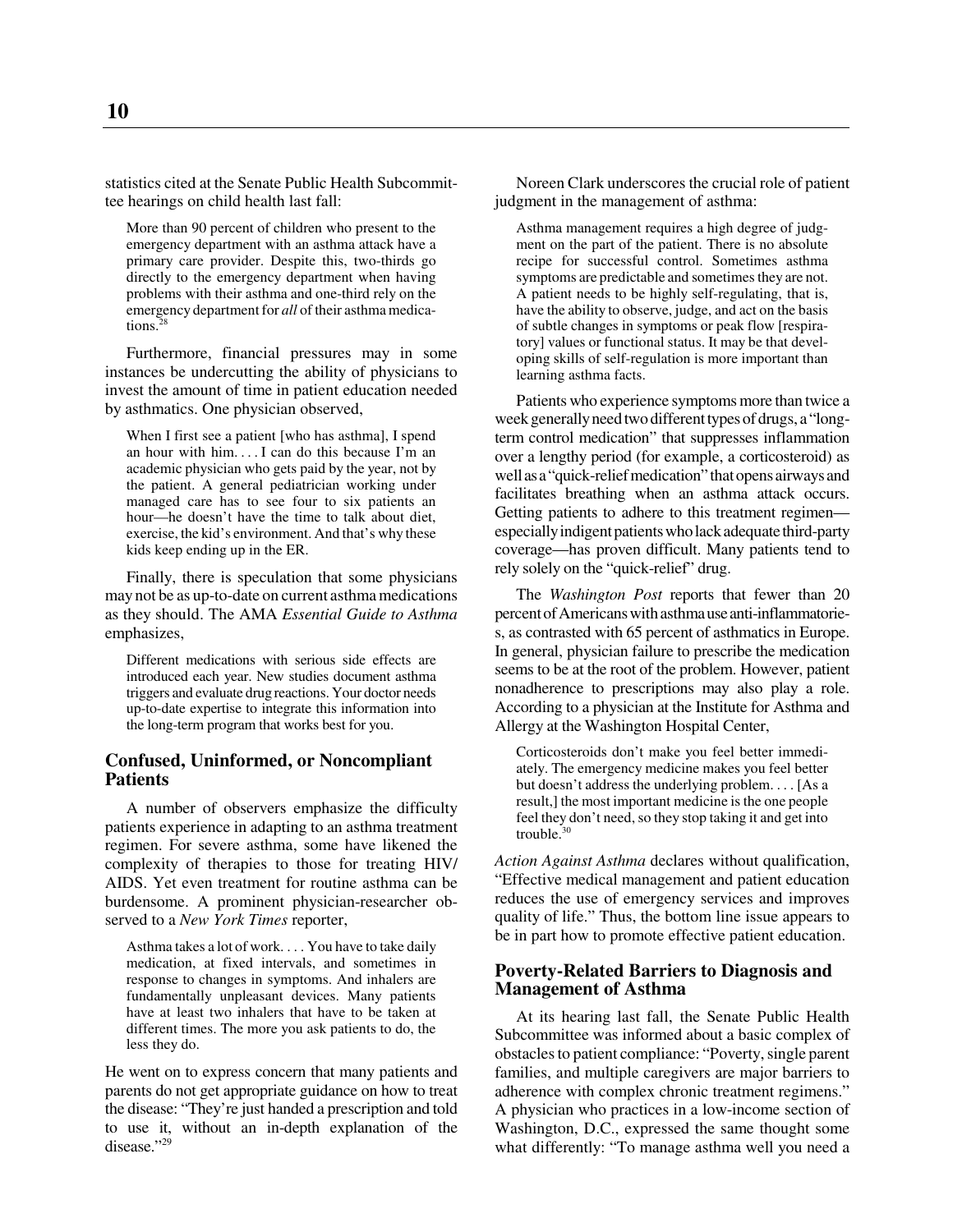statistics cited at the Senate Public Health Subcommittee hearings on child health last fall:

> More than 90 percent of children who present to the emergency department with an asthma attack have a primary care provider. Despite this, two-thirds go directly to the emergency department when having problems with their asthma and one-third rely on the emergency department for *all* of their asthma medications.[28]

Furthermore, financial pressures may in some instances be undercutting the ability of physicians to invest the amount of time in patient education needed by asthmatics. One physician observed,

> When I first see a patient [who has asthma], I spend an hour with him. . . . I can do this because I'm an academic physician who gets paid by the year, not by the patient. A general pediatrician working under managed care has to see four to six patients an hour—he doesn't have the time to talk about diet, exercise, the kid's environment. And that's why these kids keep ending up in the ER.

Finally, there is speculation that some physicians may not be as up-to-date on current asthma medications as they should. The AMA *Essential Guide to Asthma* emphasizes,

> Different medications with serious side effects are introduced each year. New studies document asthma triggers and evaluate drug reactions. Your doctor needs up-to-date expertise to integrate this information into the long-term program that works best for you.

### Confused, Uninformed, or Noncompliant Patients

A number of observers emphasize the difficulty patients experience in adapting to an asthma treatment regimen. For severe asthma, some have likened the complexity of therapies to those for treating HIV/AIDS. Yet even treatment for routine asthma can be burdensome. A prominent physician-researcher observed to a *New York Times* reporter,

> Asthma takes a lot of work. . . . You have to take daily medication, at fixed intervals, and sometimes in response to changes in symptoms. And inhalers are fundamentally unpleasant devices. Many patients have at least two inhalers that have to be taken at different times. The more you ask patients to do, the less they do.

He went on to express concern that many patients and parents do not get appropriate guidance on how to treat the disease: "They're just handed a prescription and told to use it, without an in-depth explanation of the disease."[29]

Noreen Clark underscores the crucial role of patient judgment in the management of asthma:

> Asthma management requires a high degree of judgment on the part of the patient. There is no absolute recipe for successful control. Sometimes asthma symptoms are predictable and sometimes they are not. A patient needs to be highly self-regulating, that is, have the ability to observe, judge, and act on the basis of subtle changes in symptoms or peak flow [respiratory] values or functional status. It may be that developing skills of self-regulation is more important than learning asthma facts.

Patients who experience symptoms more than twice a week generally need two different types of drugs, a "long-term control medication" that suppresses inflammation over a lengthy period (for example, a corticosteroid) as well as a "quick-relief medication" that opens airways and facilitates breathing when an asthma attack occurs. Getting patients to adhere to this treatment regimen—especially indigent patients who lack adequate third-party coverage—has proven difficult. Many patients tend to rely solely on the "quick-relief" drug.

The *Washington Post* reports that fewer than 20 percent of Americans with asthma use anti-inflammatories, as contrasted with 65 percent of asthmatics in Europe. In general, physician failure to prescribe the medication seems to be at the root of the problem. However, patient nonadherence to prescriptions may also play a role. According to a physician at the Institute for Asthma and Allergy at the Washington Hospital Center,

> Corticosteroids don't make you feel better immediately. The emergency medicine makes you feel better but doesn't address the underlying problem. . . . [As a result,] the most important medicine is the one people feel they don't need, so they stop taking it and get into trouble.[30]

*Action Against Asthma* declares without qualification, "Effective medical management and patient education reduces the use of emergency services and improves quality of life." Thus, the bottom line issue appears to be in part how to promote effective patient education.

### Poverty-Related Barriers to Diagnosis and Management of Asthma

At its hearing last fall, the Senate Public Health Subcommittee was informed about a basic complex of obstacles to patient compliance: "Poverty, single parent families, and multiple caregivers are major barriers to adherence with complex chronic treatment regimens." A physician who practices in a low-income section of Washington, D.C., expressed the same thought some what differently: "To manage asthma well you need a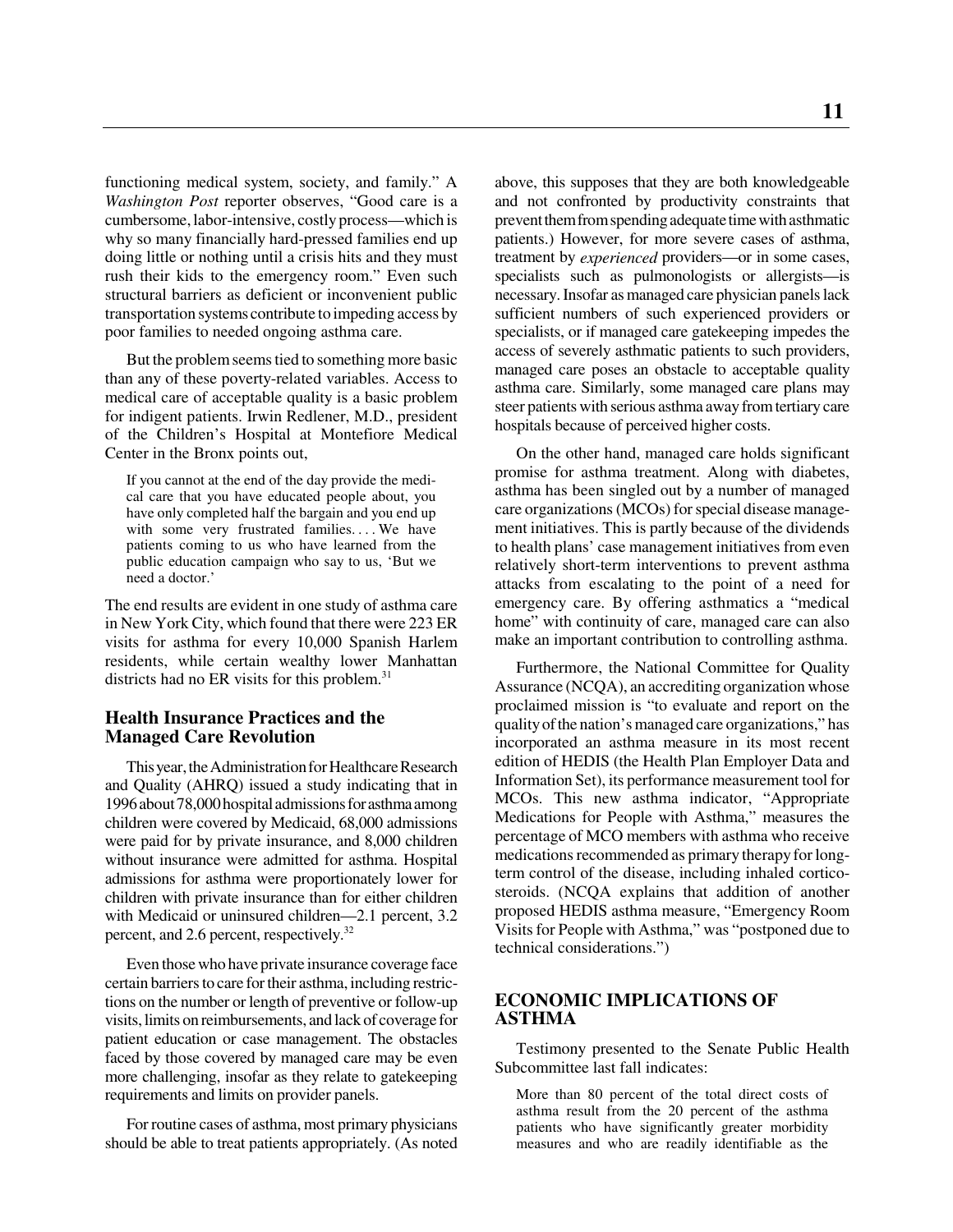functioning medical system, society, and family." A *Washington Post* reporter observes, "Good care is a cumbersome, labor-intensive, costly process—which is why so many financially hard-pressed families end up doing little or nothing until a crisis hits and they must rush their kids to the emergency room." Even such structural barriers as deficient or inconvenient public transportation systems contribute to impeding access by poor families to needed ongoing asthma care.

But the problem seems tied to something more basic than any of these poverty-related variables. Access to medical care of acceptable quality is a basic problem for indigent patients. Irwin Redlener, M.D., president of the Children's Hospital at Montefiore Medical Center in the Bronx points out,

> If you cannot at the end of the day provide the medical care that you have educated people about, you have only completed half the bargain and you end up with some very frustrated families. . . . We have patients coming to us who have learned from the public education campaign who say to us, 'But we need a doctor.'

The end results are evident in one study of asthma care in New York City, which found that there were 223 ER visits for asthma for every 10,000 Spanish Harlem residents, while certain wealthy lower Manhattan districts had no ER visits for this problem.[31]

## Health Insurance Practices and the Managed Care Revolution

This year, the Administration for Healthcare Research and Quality (AHRQ) issued a study indicating that in 1996 about 78,000 hospital admissions for asthma among children were covered by Medicaid, 68,000 admissions were paid for by private insurance, and 8,000 children without insurance were admitted for asthma. Hospital admissions for asthma were proportionately lower for children with private insurance than for either children with Medicaid or uninsured children—2.1 percent, 3.2 percent, and 2.6 percent, respectively.[32]

Even those who have private insurance coverage face certain barriers to care for their asthma, including restrictions on the number or length of preventive or follow-up visits, limits on reimbursements, and lack of coverage for patient education or case management. The obstacles faced by those covered by managed care may be even more challenging, insofar as they relate to gatekeeping requirements and limits on provider panels.

For routine cases of asthma, most primary physicians should be able to treat patients appropriately. (As noted above, this supposes that they are both knowledgeable and not confronted by productivity constraints that prevent them from spending adequate time with asthmatic patients.) However, for more severe cases of asthma, treatment by *experienced* providers—or in some cases, specialists such as pulmonologists or allergists—is necessary. Insofar as managed care physician panels lack sufficient numbers of such experienced providers or specialists, or if managed care gatekeeping impedes the access of severely asthmatic patients to such providers, managed care poses an obstacle to acceptable quality asthma care. Similarly, some managed care plans may steer patients with serious asthma away from tertiary care hospitals because of perceived higher costs.

On the other hand, managed care holds significant promise for asthma treatment. Along with diabetes, asthma has been singled out by a number of managed care organizations (MCOs) for special disease management initiatives. This is partly because of the dividends to health plans' case management initiatives from even relatively short-term interventions to prevent asthma attacks from escalating to the point of a need for emergency care. By offering asthmatics a "medical home" with continuity of care, managed care can also make an important contribution to controlling asthma.

Furthermore, the National Committee for Quality Assurance (NCQA), an accrediting organization whose proclaimed mission is "to evaluate and report on the quality of the nation's managed care organizations," has incorporated an asthma measure in its most recent edition of HEDIS (the Health Plan Employer Data and Information Set), its performance measurement tool for MCOs. This new asthma indicator, "Appropriate Medications for People with Asthma," measures the percentage of MCO members with asthma who receive medications recommended as primary therapy for long-term control of the disease, including inhaled corticosteroids. (NCQA explains that addition of another proposed HEDIS asthma measure, "Emergency Room Visits for People with Asthma," was "postponed due to technical considerations.")

# ECONOMIC IMPLICATIONS OF ASTHMA

Testimony presented to the Senate Public Health Subcommittee last fall indicates:

> More than 80 percent of the total direct costs of asthma result from the 20 percent of the asthma patients who have significantly greater morbidity measures and who are readily identifiable as the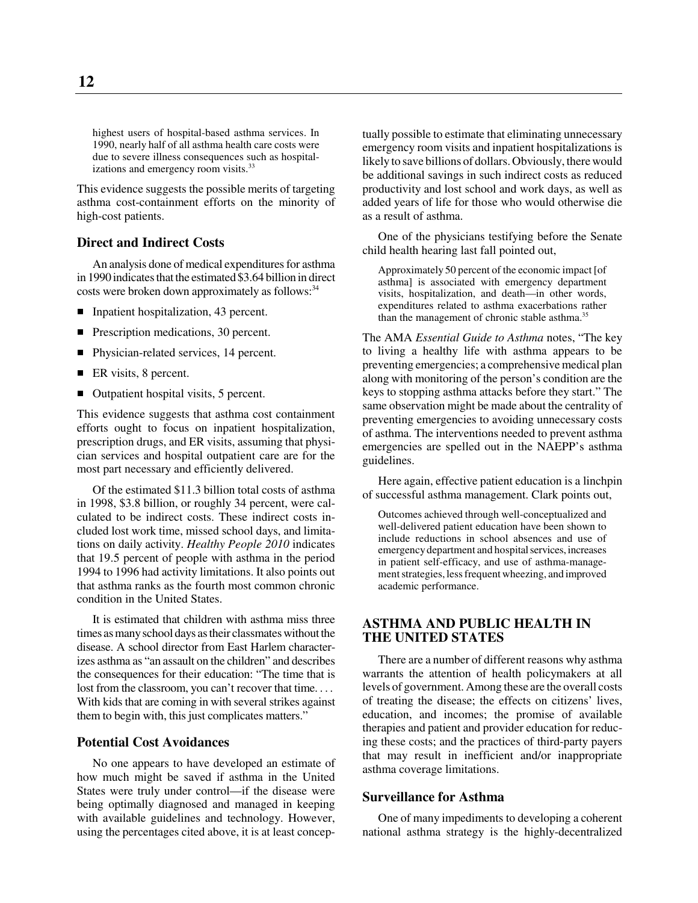highest users of hospital-based asthma services. In 1990, nearly half of all asthma health care costs were due to severe illness consequences such as hospitalizations and emergency room visits.[33]

This evidence suggests the possible merits of targeting asthma cost-containment efforts on the minority of high-cost patients.

### Direct and Indirect Costs

An analysis done of medical expenditures for asthma in 1990 indicates that the estimated $3.64 billion in direct costs were broken down approximately as follows:[34]

- Inpatient hospitalization, 43 percent.
- Prescription medications, 30 percent.
- Physician-related services, 14 percent.
- ER visits, 8 percent.
- Outpatient hospital visits, 5 percent.

This evidence suggests that asthma cost containment efforts ought to focus on inpatient hospitalization, prescription drugs, and ER visits, assuming that physician services and hospital outpatient care are for the most part necessary and efficiently delivered.

Of the estimated $11.3 billion total costs of asthma in 1998, $3.8 billion, or roughly 34 percent, were calculated to be indirect costs. These indirect costs included lost work time, missed school days, and limitations on daily activity. *Healthy People 2010* indicates that 19.5 percent of people with asthma in the period 1994 to 1996 had activity limitations. It also points out that asthma ranks as the fourth most common chronic condition in the United States.

It is estimated that children with asthma miss three times as many school days as their classmates without the disease. A school director from East Harlem characterizes asthma as "an assault on the children" and describes the consequences for their education: "The time that is lost from the classroom, you can't recover that time. . . . With kids that are coming in with several strikes against them to begin with, this just complicates matters."

### Potential Cost Avoidances

No one appears to have developed an estimate of how much might be saved if asthma in the United States were truly under control—if the disease were being optimally diagnosed and managed in keeping with available guidelines and technology. However, using the percentages cited above, it is at least conceptually possible to estimate that eliminating unnecessary emergency room visits and inpatient hospitalizations is likely to save billions of dollars. Obviously, there would be additional savings in such indirect costs as reduced productivity and lost school and work days, as well as added years of life for those who would otherwise die as a result of asthma.

One of the physicians testifying before the Senate child health hearing last fall pointed out,

> Approximately 50 percent of the economic impact [of asthma] is associated with emergency department visits, hospitalization, and death—in other words, expenditures related to asthma exacerbations rather than the management of chronic stable asthma.[35]

The AMA *Essential Guide to Asthma* notes, "The key to living a healthy life with asthma appears to be preventing emergencies; a comprehensive medical plan along with monitoring of the person's condition are the keys to stopping asthma attacks before they start." The same observation might be made about the centrality of preventing emergencies to avoiding unnecessary costs of asthma. The interventions needed to prevent asthma emergencies are spelled out in the NAEPP's asthma guidelines.

Here again, effective patient education is a linchpin of successful asthma management. Clark points out,

> Outcomes achieved through well-conceptualized and well-delivered patient education have been shown to include reductions in school absences and use of emergency department and hospital services, increases in patient self-efficacy, and use of asthma-management strategies, less frequent wheezing, and improved academic performance.

## ASTHMA AND PUBLIC HEALTH IN THE UNITED STATES

There are a number of different reasons why asthma warrants the attention of health policymakers at all levels of government. Among these are the overall costs of treating the disease; the effects on citizens' lives, education, and incomes; the promise of available therapies and patient and provider education for reducing these costs; and the practices of third-party payers that may result in inefficient and/or inappropriate asthma coverage limitations.

### Surveillance for Asthma

One of many impediments to developing a coherent national asthma strategy is the highly-decentralized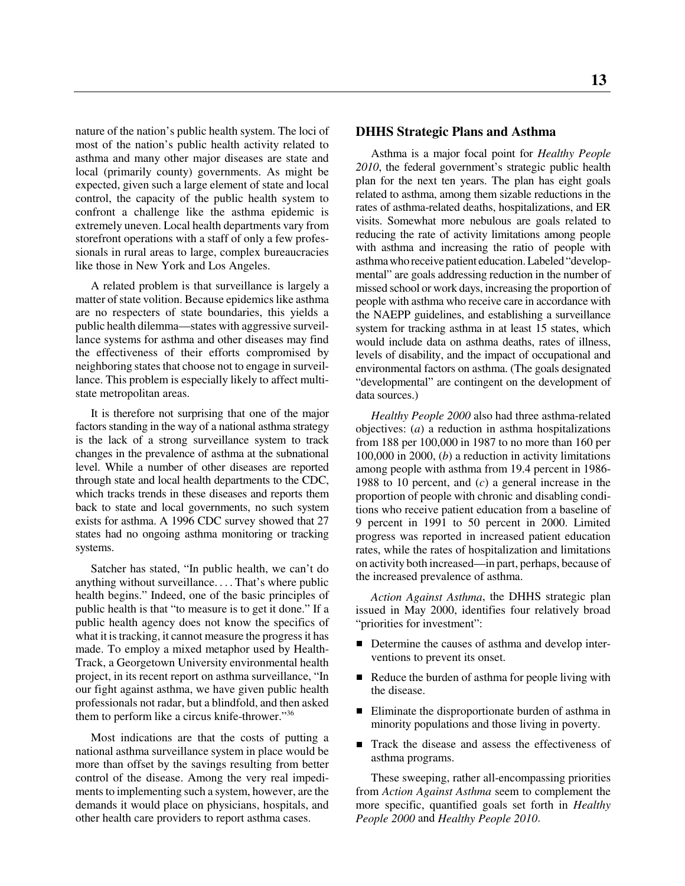nature of the nation's public health system. The loci of most of the nation's public health activity related to asthma and many other major diseases are state and local (primarily county) governments. As might be expected, given such a large element of state and local control, the capacity of the public health system to confront a challenge like the asthma epidemic is extremely uneven. Local health departments vary from storefront operations with a staff of only a few professionals in rural areas to large, complex bureaucracies like those in New York and Los Angeles.

A related problem is that surveillance is largely a matter of state volition. Because epidemics like asthma are no respecters of state boundaries, this yields a public health dilemma—states with aggressive surveillance systems for asthma and other diseases may find the effectiveness of their efforts compromised by neighboring states that choose not to engage in surveillance. This problem is especially likely to affect multistate metropolitan areas.

It is therefore not surprising that one of the major factors standing in the way of a national asthma strategy is the lack of a strong surveillance system to track changes in the prevalence of asthma at the subnational level. While a number of other diseases are reported through state and local health departments to the CDC, which tracks trends in these diseases and reports them back to state and local governments, no such system exists for asthma. A 1996 CDC survey showed that 27 states had no ongoing asthma monitoring or tracking systems.

Satcher has stated, "In public health, we can't do anything without surveillance. . . . That's where public health begins." Indeed, one of the basic principles of public health is that "to measure is to get it done." If a public health agency does not know the specifics of what it is tracking, it cannot measure the progress it has made. To employ a mixed metaphor used by Health-Track, a Georgetown University environmental health project, in its recent report on asthma surveillance, "In our fight against asthma, we have given public health professionals not radar, but a blindfold, and then asked them to perform like a circus knife-thrower."[36]

Most indications are that the costs of putting a national asthma surveillance system in place would be more than offset by the savings resulting from better control of the disease. Among the very real impediments to implementing such a system, however, are the demands it would place on physicians, hospitals, and other health care providers to report asthma cases.

## DHHS Strategic Plans and Asthma

Asthma is a major focal point for *Healthy People 2010*, the federal government's strategic public health plan for the next ten years. The plan has eight goals related to asthma, among them sizable reductions in the rates of asthma-related deaths, hospitalizations, and ER visits. Somewhat more nebulous are goals related to reducing the rate of activity limitations among people with asthma and increasing the ratio of people with asthma who receive patient education. Labeled "developmental" are goals addressing reduction in the number of missed school or work days, increasing the proportion of people with asthma who receive care in accordance with the NAEPP guidelines, and establishing a surveillance system for tracking asthma in at least 15 states, which would include data on asthma deaths, rates of illness, levels of disability, and the impact of occupational and environmental factors on asthma. (The goals designated "developmental" are contingent on the development of data sources.)

*Healthy People 2000* also had three asthma-related objectives: (*a*) a reduction in asthma hospitalizations from 188 per 100,000 in 1987 to no more than 160 per 100,000 in 2000, (*b*) a reduction in activity limitations among people with asthma from 19.4 percent in 1986-1988 to 10 percent, and (*c*) a general increase in the proportion of people with chronic and disabling conditions who receive patient education from a baseline of 9 percent in 1991 to 50 percent in 2000. Limited progress was reported in increased patient education rates, while the rates of hospitalization and limitations on activity both increased—in part, perhaps, because of the increased prevalence of asthma.

*Action Against Asthma*, the DHHS strategic plan issued in May 2000, identifies four relatively broad "priorities for investment":

- Determine the causes of asthma and develop interventions to prevent its onset.
- Reduce the burden of asthma for people living with the disease.
- Eliminate the disproportionate burden of asthma in minority populations and those living in poverty.
- Track the disease and assess the effectiveness of asthma programs.

These sweeping, rather all-encompassing priorities from *Action Against Asthma* seem to complement the more specific, quantified goals set forth in *Healthy People 2000* and *Healthy People 2010*.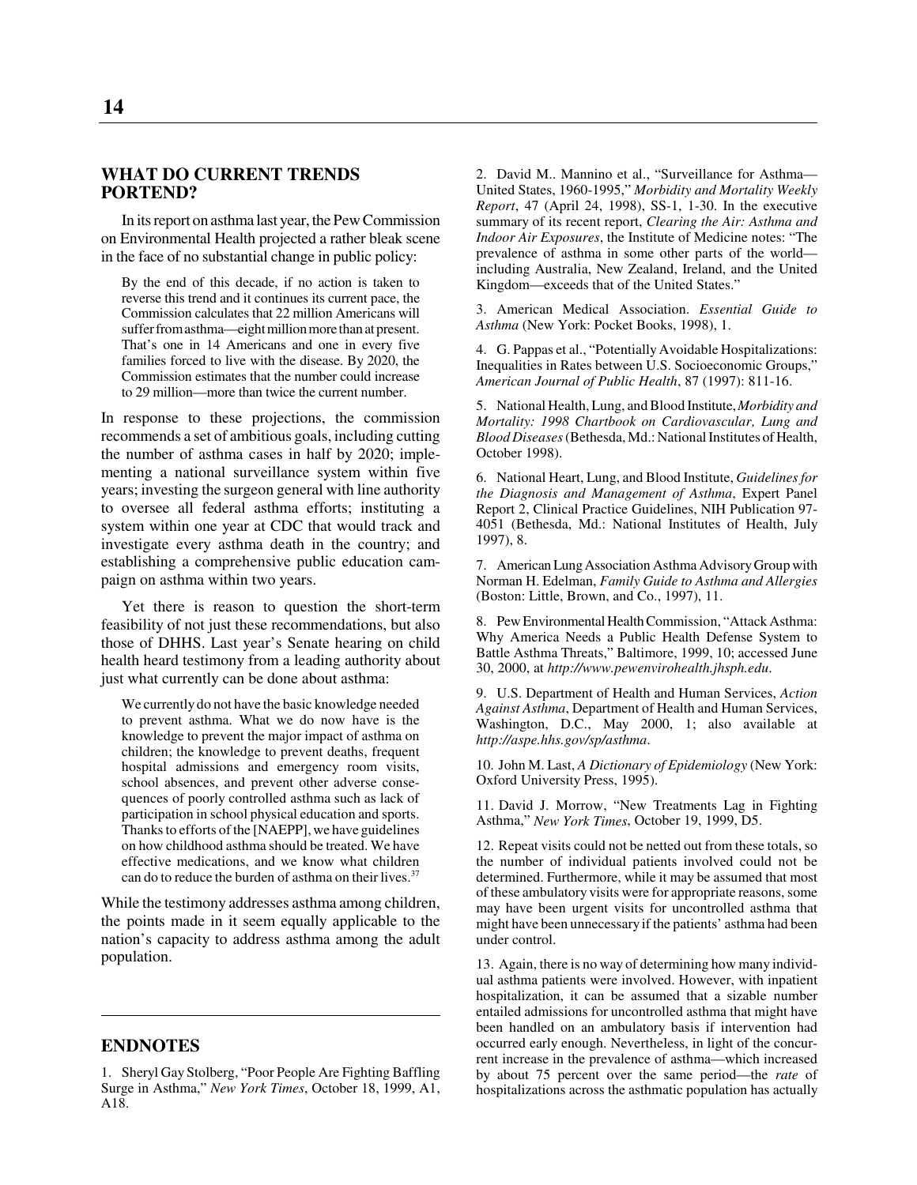## WHAT DO CURRENT TRENDS PORTEND?

In its report on asthma last year, the Pew Commission on Environmental Health projected a rather bleak scene in the face of no substantial change in public policy:

> By the end of this decade, if no action is taken to reverse this trend and it continues its current pace, the Commission calculates that 22 million Americans will suffer from asthma—eight million more than at present. That's one in 14 Americans and one in every five families forced to live with the disease. By 2020, the Commission estimates that the number could increase to 29 million—more than twice the current number.

In response to these projections, the commission recommends a set of ambitious goals, including cutting the number of asthma cases in half by 2020; implementing a national surveillance system within five years; investing the surgeon general with line authority to oversee all federal asthma efforts; instituting a system within one year at CDC that would track and investigate every asthma death in the country; and establishing a comprehensive public education campaign on asthma within two years.

Yet there is reason to question the short-term feasibility of not just these recommendations, but also those of DHHS. Last year's Senate hearing on child health heard testimony from a leading authority about just what currently can be done about asthma:

> We currently do not have the basic knowledge needed to prevent asthma. What we do now have is the knowledge to prevent the major impact of asthma on children; the knowledge to prevent deaths, frequent hospital admissions and emergency room visits, school absences, and prevent other adverse consequences of poorly controlled asthma such as lack of participation in school physical education and sports. Thanks to efforts of the [NAEPP], we have guidelines on how childhood asthma should be treated. We have effective medications, and we know what children can do to reduce the burden of asthma on their lives.[37]

While the testimony addresses asthma among children, the points made in it seem equally applicable to the nation's capacity to address asthma among the adult population.

## ENDNOTES

1. Sheryl Gay Stolberg, "Poor People Are Fighting Baffling Surge in Asthma," *New York Times*, October 18, 1999, A1, A18.

2. David M.. Mannino et al., "Surveillance for Asthma—United States, 1960-1995," *Morbidity and Mortality Weekly Report*, 47 (April 24, 1998), SS-1, 1-30. In the executive summary of its recent report, *Clearing the Air: Asthma and Indoor Air Exposures*, the Institute of Medicine notes: "The prevalence of asthma in some other parts of the world—including Australia, New Zealand, Ireland, and the United Kingdom—exceeds that of the United States."

3. American Medical Association. *Essential Guide to Asthma* (New York: Pocket Books, 1998), 1.

4. G. Pappas et al., "Potentially Avoidable Hospitalizations: Inequalities in Rates between U.S. Socioeconomic Groups," *American Journal of Public Health*, 87 (1997): 811-16.

5. National Health, Lung, and Blood Institute, *Morbidity and Mortality: 1998 Chartbook on Cardiovascular, Lung and Blood Diseases* (Bethesda, Md.: National Institutes of Health, October 1998).

6. National Heart, Lung, and Blood Institute, *Guidelines for the Diagnosis and Management of Asthma*, Expert Panel Report 2, Clinical Practice Guidelines, NIH Publication 97-4051 (Bethesda, Md.: National Institutes of Health, July 1997), 8.

7. American Lung Association Asthma Advisory Group with Norman H. Edelman, *Family Guide to Asthma and Allergies* (Boston: Little, Brown, and Co., 1997), 11.

8. Pew Environmental Health Commission, "Attack Asthma: Why America Needs a Public Health Defense System to Battle Asthma Threats," Baltimore, 1999, 10; accessed June 30, 2000, at *http://www.pewenvirohealth.jhsph.edu*.

9. U.S. Department of Health and Human Services, *Action Against Asthma*, Department of Health and Human Services, Washington, D.C., May 2000, 1; also available at *http://aspe.hhs.gov/sp/asthma*.

10. John M. Last, *A Dictionary of Epidemiology* (New York: Oxford University Press, 1995).

11. David J. Morrow, "New Treatments Lag in Fighting Asthma," *New York Times*, October 19, 1999, D5.

12. Repeat visits could not be netted out from these totals, so the number of individual patients involved could not be determined. Furthermore, while it may be assumed that most of these ambulatory visits were for appropriate reasons, some may have been urgent visits for uncontrolled asthma that might have been unnecessary if the patients' asthma had been under control.

13. Again, there is no way of determining how many individual asthma patients were involved. However, with inpatient hospitalization, it can be assumed that a sizable number entailed admissions for uncontrolled asthma that might have been handled on an ambulatory basis if intervention had occurred early enough. Nevertheless, in light of the concurrent increase in the prevalence of asthma—which increased by about 75 percent over the same period—the *rate* of hospitalizations across the asthmatic population has actually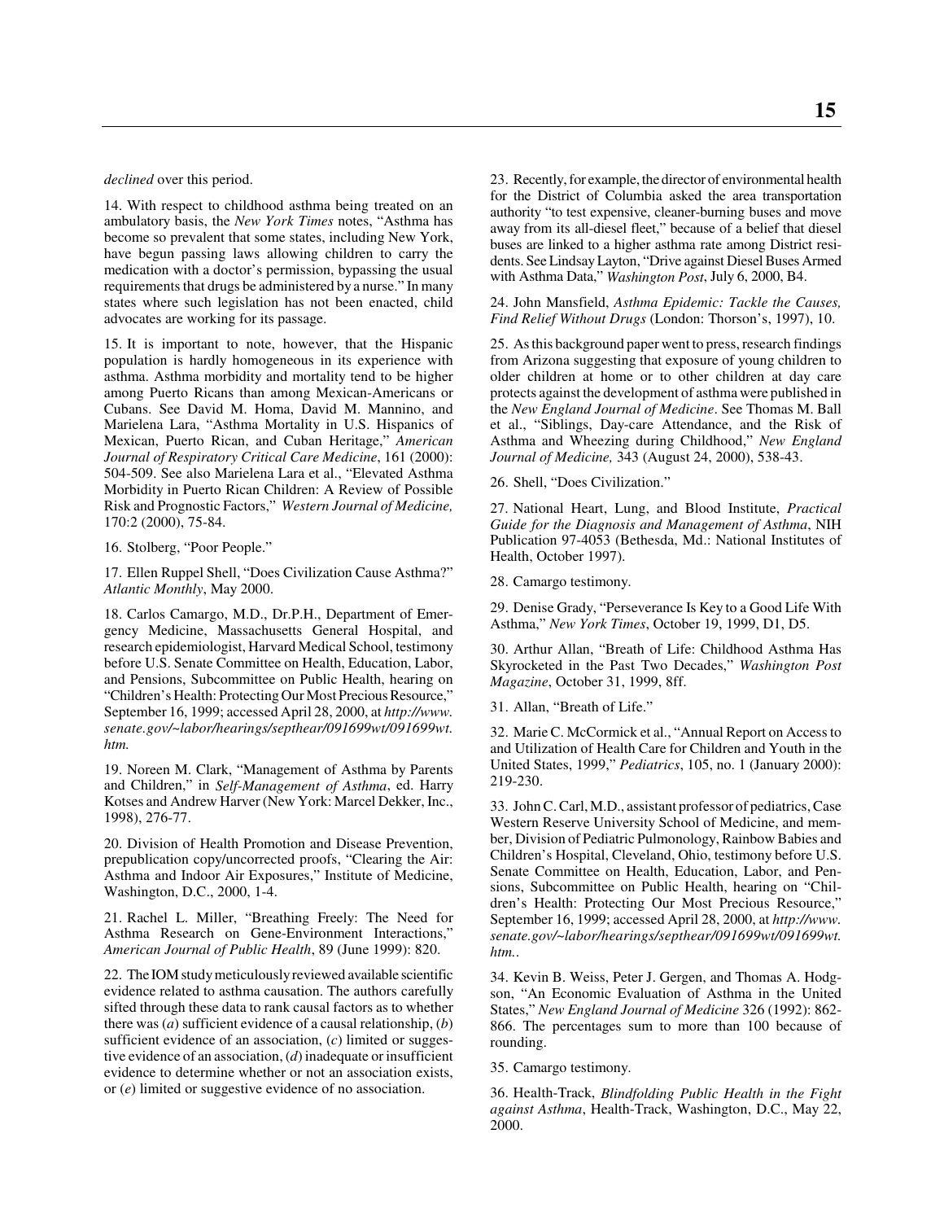*declined* over this period.

14. With respect to childhood asthma being treated on an ambulatory basis, the *New York Times* notes, "Asthma has become so prevalent that some states, including New York, have begun passing laws allowing children to carry the medication with a doctor's permission, bypassing the usual requirements that drugs be administered by a nurse." In many states where such legislation has not been enacted, child advocates are working for its passage.

15. It is important to note, however, that the Hispanic population is hardly homogeneous in its experience with asthma. Asthma morbidity and mortality tend to be higher among Puerto Ricans than among Mexican-Americans or Cubans. See David M. Homa, David M. Mannino, and Marielena Lara, "Asthma Mortality in U.S. Hispanics of Mexican, Puerto Rican, and Cuban Heritage," *American Journal of Respiratory Critical Care Medicine*, 161 (2000): 504-509. See also Marielena Lara et al., "Elevated Asthma Morbidity in Puerto Rican Children: A Review of Possible Risk and Prognostic Factors," *Western Journal of Medicine,* 170:2 (2000), 75-84.

16. Stolberg, "Poor People."

17. Ellen Ruppel Shell, "Does Civilization Cause Asthma?" *Atlantic Monthly*, May 2000.

18. Carlos Camargo, M.D., Dr.P.H., Department of Emergency Medicine, Massachusetts General Hospital, and research epidemiologist, Harvard Medical School, testimony before U.S. Senate Committee on Health, Education, Labor, and Pensions, Subcommittee on Public Health, hearing on "Children's Health: Protecting Our Most Precious Resource," September 16, 1999; accessed April 28, 2000, at *http://www.senate.gov/~labor/hearings/septhear/091699wt/091699wt.htm.*

19. Noreen M. Clark, "Management of Asthma by Parents and Children," in *Self-Management of Asthma*, ed. Harry Kotses and Andrew Harver (New York: Marcel Dekker, Inc., 1998), 276-77.

20. Division of Health Promotion and Disease Prevention, prepublication copy/uncorrected proofs, "Clearing the Air: Asthma and Indoor Air Exposures," Institute of Medicine, Washington, D.C., 2000, 1-4.

21. Rachel L. Miller, "Breathing Freely: The Need for Asthma Research on Gene-Environment Interactions," *American Journal of Public Health*, 89 (June 1999): 820.

22. The IOM study meticulously reviewed available scientific evidence related to asthma causation. The authors carefully sifted through these data to rank causal factors as to whether there was (*a*) sufficient evidence of a causal relationship, (*b*) sufficient evidence of an association, (*c*) limited or suggestive evidence of an association, (*d*) inadequate or insufficient evidence to determine whether or not an association exists, or (*e*) limited or suggestive evidence of no association.

23. Recently, for example, the director of environmental health for the District of Columbia asked the area transportation authority "to test expensive, cleaner-burning buses and move away from its all-diesel fleet," because of a belief that diesel buses are linked to a higher asthma rate among District residents. See Lindsay Layton, "Drive against Diesel Buses Armed with Asthma Data," *Washington Post*, July 6, 2000, B4.

24. John Mansfield, *Asthma Epidemic: Tackle the Causes, Find Relief Without Drugs* (London: Thorson's, 1997), 10.

25. As this background paper went to press, research findings from Arizona suggesting that exposure of young children to older children at home or to other children at day care protects against the development of asthma were published in the *New England Journal of Medicine*. See Thomas M. Ball et al., "Siblings, Day-care Attendance, and the Risk of Asthma and Wheezing during Childhood," *New England Journal of Medicine,* 343 (August 24, 2000), 538-43.

26. Shell, "Does Civilization."

27. National Heart, Lung, and Blood Institute, *Practical Guide for the Diagnosis and Management of Asthma*, NIH Publication 97-4053 (Bethesda, Md.: National Institutes of Health, October 1997).

28. Camargo testimony.

29. Denise Grady, "Perseverance Is Key to a Good Life With Asthma," *New York Times*, October 19, 1999, D1, D5.

30. Arthur Allan, "Breath of Life: Childhood Asthma Has Skyrocketed in the Past Two Decades," *Washington Post Magazine*, October 31, 1999, 8ff.

31. Allan, "Breath of Life."

32. Marie C. McCormick et al., "Annual Report on Access to and Utilization of Health Care for Children and Youth in the United States, 1999," *Pediatrics*, 105, no. 1 (January 2000): 219-230.

33. John C. Carl, M.D., assistant professor of pediatrics, Case Western Reserve University School of Medicine, and member, Division of Pediatric Pulmonology, Rainbow Babies and Children's Hospital, Cleveland, Ohio, testimony before U.S. Senate Committee on Health, Education, Labor, and Pensions, Subcommittee on Public Health, hearing on "Children's Health: Protecting Our Most Precious Resource," September 16, 1999; accessed April 28, 2000, at *http://www.senate.gov/~labor/hearings/septhear/091699wt/091699wt.htm.*.

34. Kevin B. Weiss, Peter J. Gergen, and Thomas A. Hodgson, "An Economic Evaluation of Asthma in the United States," *New England Journal of Medicine* 326 (1992): 862-866. The percentages sum to more than 100 because of rounding.

35. Camargo testimony.

36. Health-Track, *Blindfolding Public Health in the Fight against Asthma*, Health-Track, Washington, D.C., May 22, 2000.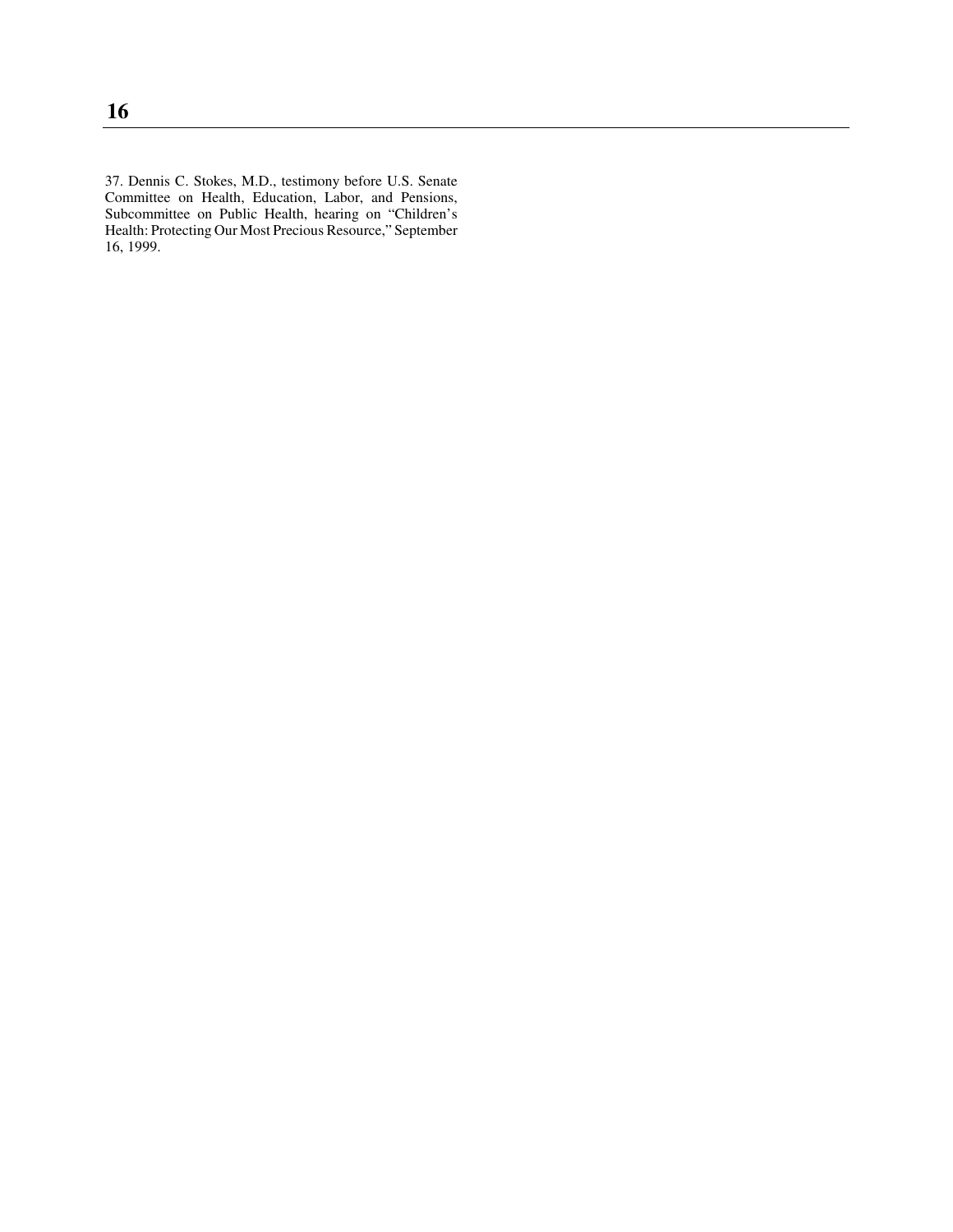37. Dennis C. Stokes, M.D., testimony before U.S. Senate Committee on Health, Education, Labor, and Pensions, Subcommittee on Public Health, hearing on "Children's Health: Protecting Our Most Precious Resource," September 16, 1999.